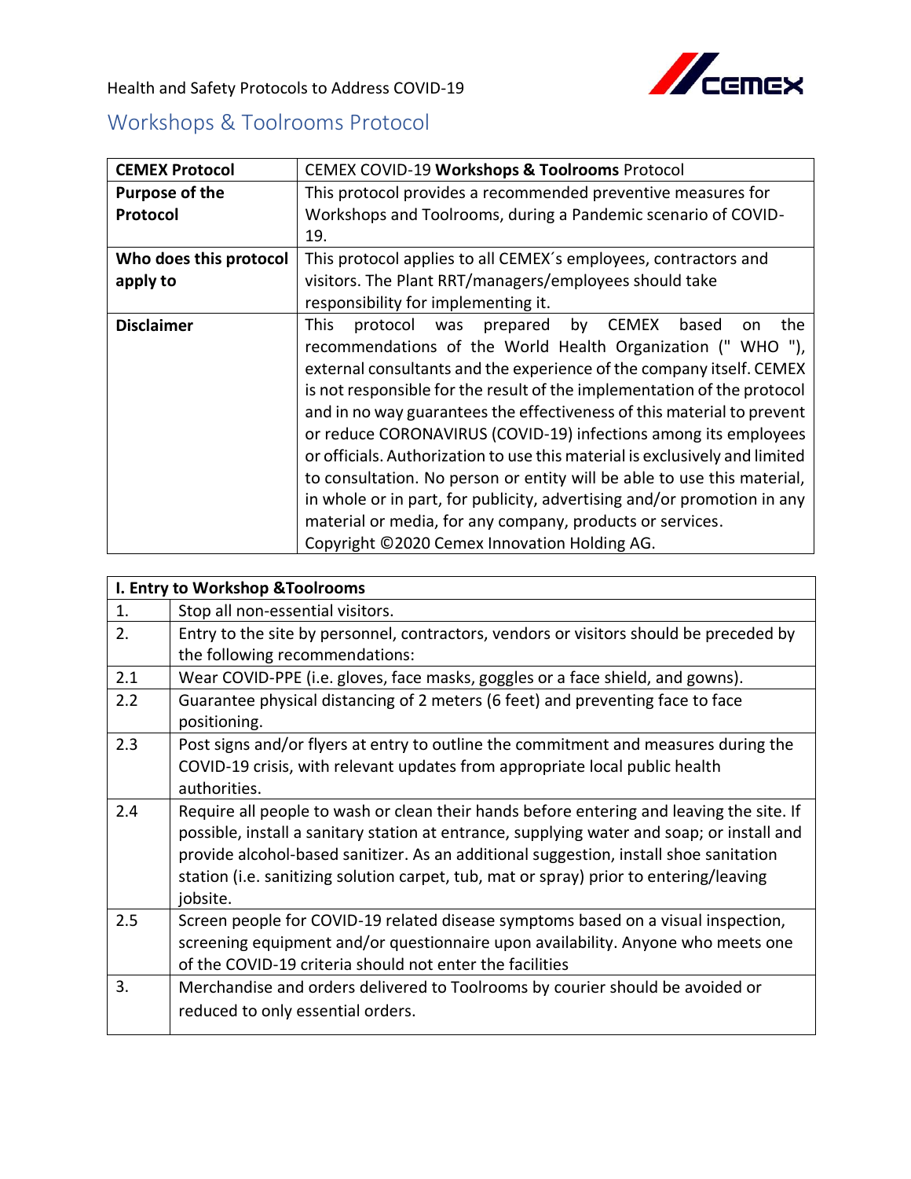Health and Safety Protocols to Address COVID-19

## Workshops & Toolrooms Protocol

| CEMEX Protocol | CEMEX COVID-19 **Workshops & Toolrooms** Protocol |
|---|---|
| **Purpose of the Protocol** | This protocol provides a recommended preventive measures for Workshops and Toolrooms, during a Pandemic scenario of COVID-19. |
| **Who does this protocol apply to** | This protocol applies to all CEMEX´s employees, contractors and visitors. The Plant RRT/managers/employees should take responsibility for implementing it. |
| **Disclaimer** | This protocol was prepared by CEMEX based on the recommendations of the World Health Organization (" WHO "), external consultants and the experience of the company itself. CEMEX is not responsible for the result of the implementation of the protocol and in no way guarantees the effectiveness of this material to prevent or reduce CORONAVIRUS (COVID-19) infections among its employees or officials. Authorization to use this material is exclusively and limited to consultation. No person or entity will be able to use this material, in whole or in part, for publicity, advertising and/or promotion in any material or media, for any company, products or services. Copyright ©2020 Cemex Innovation Holding AG. |

| **I. Entry to Workshop &Toolrooms** | |
|---|---|
| 1. | Stop all non-essential visitors. |
| 2. | Entry to the site by personnel, contractors, vendors or visitors should be preceded by the following recommendations: |
| 2.1 | Wear COVID-PPE (i.e. gloves, face masks, goggles or a face shield, and gowns). |
| 2.2 | Guarantee physical distancing of 2 meters (6 feet) and preventing face to face positioning. |
| 2.3 | Post signs and/or flyers at entry to outline the commitment and measures during the COVID-19 crisis, with relevant updates from appropriate local public health authorities. |
| 2.4 | Require all people to wash or clean their hands before entering and leaving the site. If possible, install a sanitary station at entrance, supplying water and soap; or install and provide alcohol-based sanitizer. As an additional suggestion, install shoe sanitation station (i.e. sanitizing solution carpet, tub, mat or spray) prior to entering/leaving jobsite. |
| 2.5 | Screen people for COVID-19 related disease symptoms based on a visual inspection, screening equipment and/or questionnaire upon availability. Anyone who meets one of the COVID-19 criteria should not enter the facilities |
| 3. | Merchandise and orders delivered to Toolrooms by courier should be avoided or reduced to only essential orders. |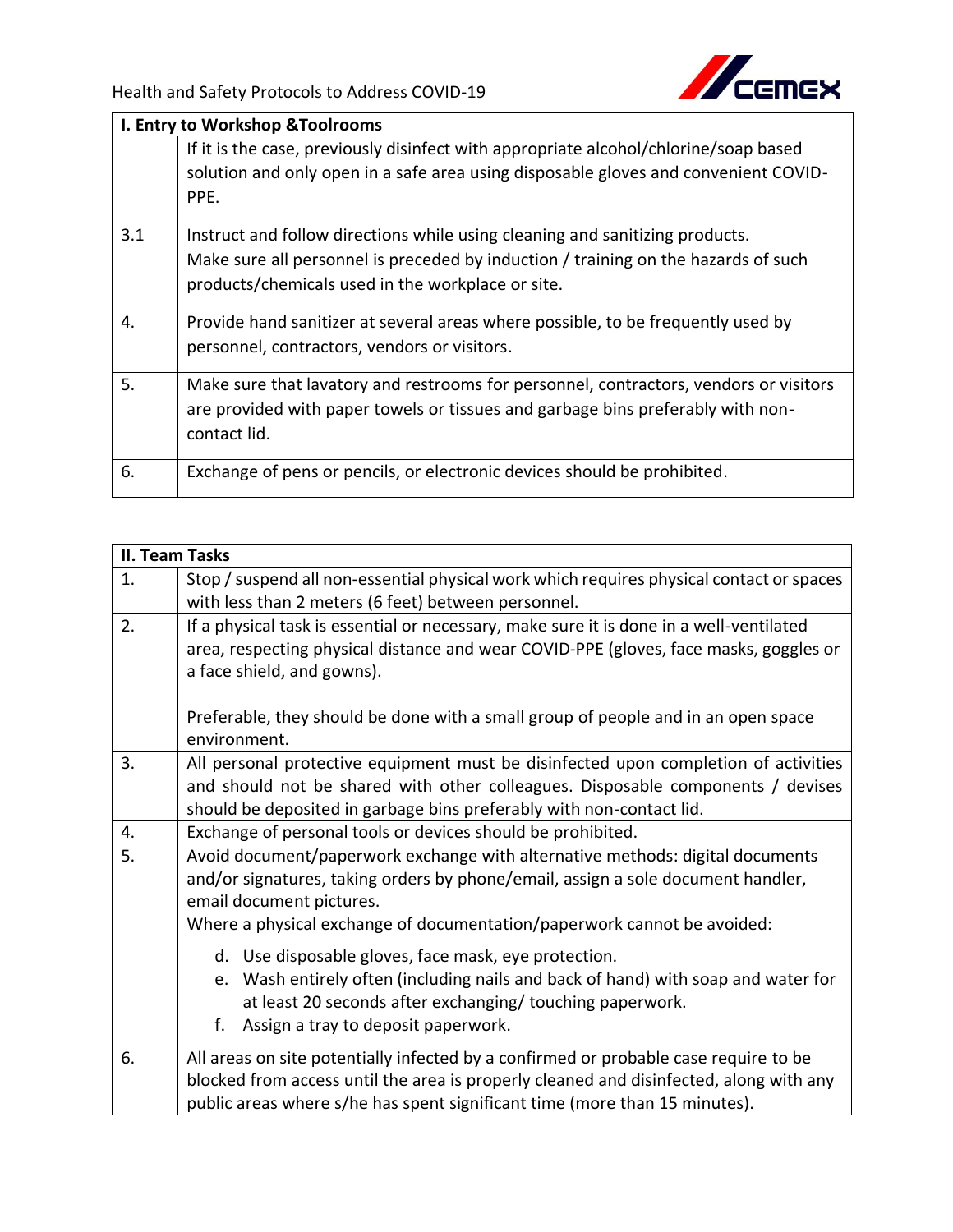| I. Entry to Workshop &Toolrooms | |
|---|---|
| | If it is the case, previously disinfect with appropriate alcohol/chlorine/soap based solution and only open in a safe area using disposable gloves and convenient COVID-PPE. |
| 3.1 | Instruct and follow directions while using cleaning and sanitizing products. Make sure all personnel is preceded by induction / training on the hazards of such products/chemicals used in the workplace or site. |
| 4. | Provide hand sanitizer at several areas where possible, to be frequently used by personnel, contractors, vendors or visitors. |
| 5. | Make sure that lavatory and restrooms for personnel, contractors, vendors or visitors are provided with paper towels or tissues and garbage bins preferably with non-contact lid. |
| 6. | Exchange of pens or pencils, or electronic devices should be prohibited. |

| II. Team Tasks | |
|---|---|
| 1. | Stop / suspend all non-essential physical work which requires physical contact or spaces with less than 2 meters (6 feet) between personnel. |
| 2. | If a physical task is essential or necessary, make sure it is done in a well-ventilated area, respecting physical distance and wear COVID-PPE (gloves, face masks, goggles or a face shield, and gowns).<br><br>Preferable, they should be done with a small group of people and in an open space environment. |
| 3. | All personal protective equipment must be disinfected upon completion of activities and should not be shared with other colleagues. Disposable components / devises should be deposited in garbage bins preferably with non-contact lid. |
| 4. | Exchange of personal tools or devices should be prohibited. |
| 5. | Avoid document/paperwork exchange with alternative methods: digital documents and/or signatures, taking orders by phone/email, assign a sole document handler, email document pictures.<br>Where a physical exchange of documentation/paperwork cannot be avoided:<br>d. Use disposable gloves, face mask, eye protection.<br>e. Wash entirely often (including nails and back of hand) with soap and water for at least 20 seconds after exchanging/ touching paperwork.<br>f. Assign a tray to deposit paperwork. |
| 6. | All areas on site potentially infected by a confirmed or probable case require to be blocked from access until the area is properly cleaned and disinfected, along with any public areas where s/he has spent significant time (more than 15 minutes). |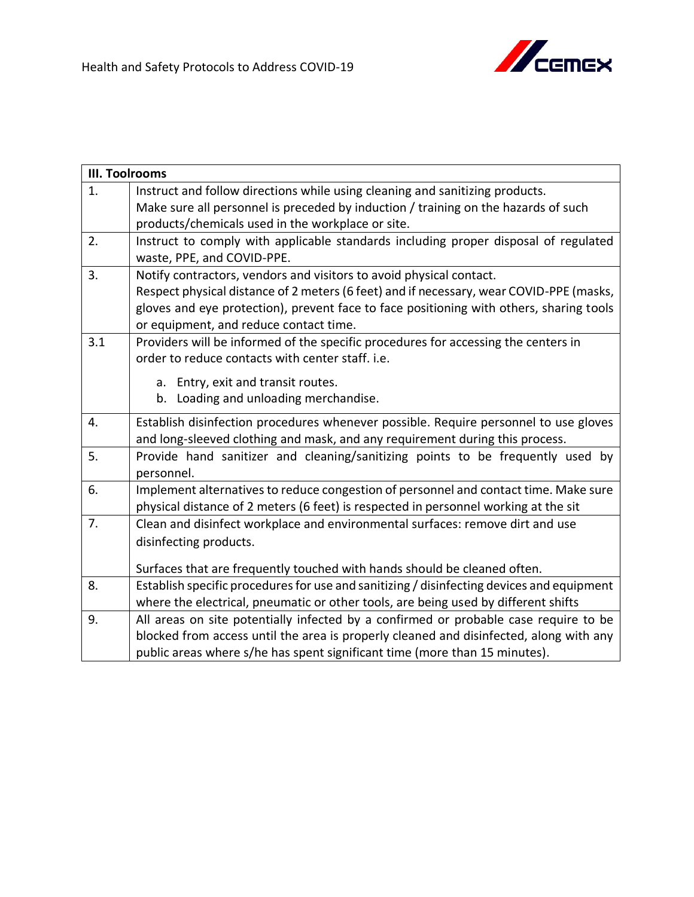| III. Toolrooms | |
|---|---|
| 1. | Instruct and follow directions while using cleaning and sanitizing products. Make sure all personnel is preceded by induction / training on the hazards of such products/chemicals used in the workplace or site. |
| 2. | Instruct to comply with applicable standards including proper disposal of regulated waste, PPE, and COVID-PPE. |
| 3. | Notify contractors, vendors and visitors to avoid physical contact. Respect physical distance of 2 meters (6 feet) and if necessary, wear COVID-PPE (masks, gloves and eye protection), prevent face to face positioning with others, sharing tools or equipment, and reduce contact time. |
| 3.1 | Providers will be informed of the specific procedures for accessing the centers in order to reduce contacts with center staff. i.e. <br> a. Entry, exit and transit routes. <br> b. Loading and unloading merchandise. |
| 4. | Establish disinfection procedures whenever possible. Require personnel to use gloves and long-sleeved clothing and mask, and any requirement during this process. |
| 5. | Provide hand sanitizer and cleaning/sanitizing points to be frequently used by personnel. |
| 6. | Implement alternatives to reduce congestion of personnel and contact time. Make sure physical distance of 2 meters (6 feet) is respected in personnel working at the sit |
| 7. | Clean and disinfect workplace and environmental surfaces: remove dirt and use disinfecting products. <br><br> Surfaces that are frequently touched with hands should be cleaned often. |
| 8. | Establish specific procedures for use and sanitizing / disinfecting devices and equipment where the electrical, pneumatic or other tools, are being used by different shifts |
| 9. | All areas on site potentially infected by a confirmed or probable case require to be blocked from access until the area is properly cleaned and disinfected, along with any public areas where s/he has spent significant time (more than 15 minutes). |